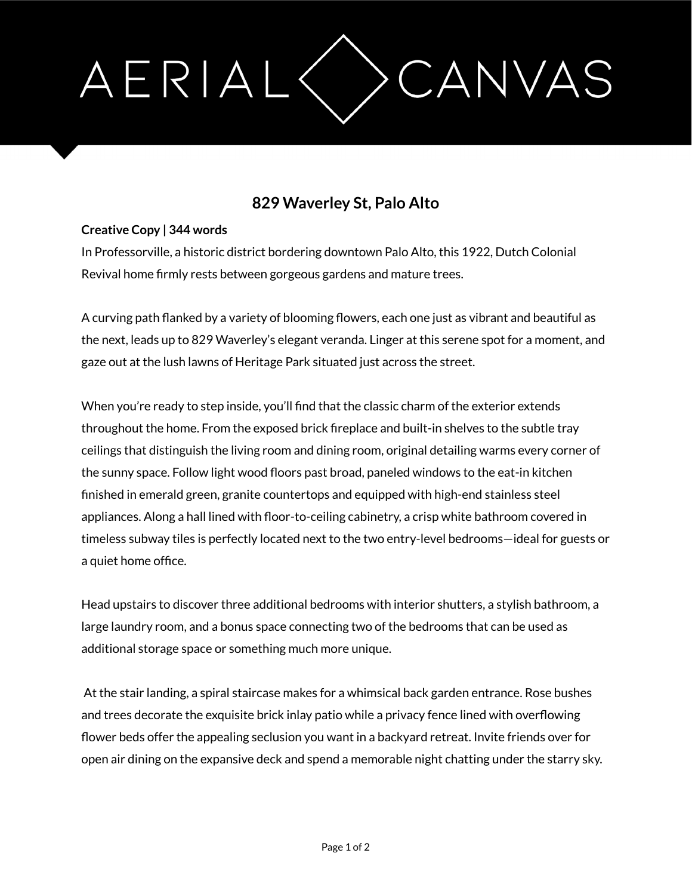AERIAL CANVAS

# 829 Waverley St, Palo Alto

**Creative Copy | 344 words**

In Professorville, a historic district bordering downtown Palo Alto, this 1922, Dutch Colonial Revival home firmly rests between gorgeous gardens and mature trees.

A curving path flanked by a variety of blooming flowers, each one just as vibrant and beautiful as the next, leads up to 829 Waverley's elegant veranda. Linger at this serene spot for a moment, and gaze out at the lush lawns of Heritage Park situated just across the street.

When you're ready to step inside, you'll find that the classic charm of the exterior extends throughout the home. From the exposed brick fireplace and built-in shelves to the subtle tray ceilings that distinguish the living room and dining room, original detailing warms every corner of the sunny space. Follow light wood floors past broad, paneled windows to the eat-in kitchen finished in emerald green, granite countertops and equipped with high-end stainless steel appliances. Along a hall lined with floor-to-ceiling cabinetry, a crisp white bathroom covered in timeless subway tiles is perfectly located next to the two entry-level bedrooms—ideal for guests or a quiet home office.

Head upstairs to discover three additional bedrooms with interior shutters, a stylish bathroom, a large laundry room, and a bonus space connecting two of the bedrooms that can be used as additional storage space or something much more unique.

At the stair landing, a spiral staircase makes for a whimsical back garden entrance. Rose bushes and trees decorate the exquisite brick inlay patio while a privacy fence lined with overflowing flower beds offer the appealing seclusion you want in a backyard retreat. Invite friends over for open air dining on the expansive deck and spend a memorable night chatting under the starry sky.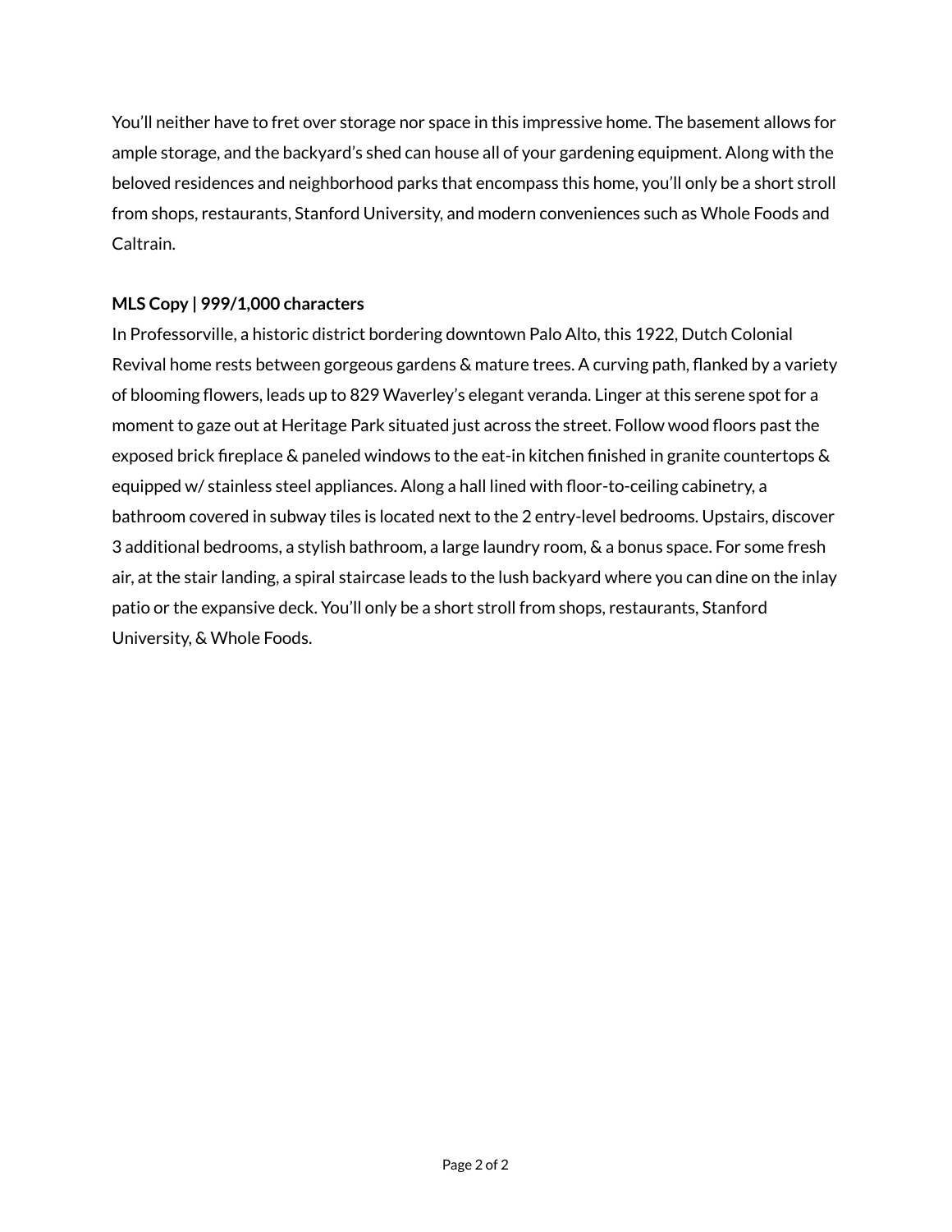You'll neither have to fret over storage nor space in this impressive home. The basement allows for ample storage, and the backyard's shed can house all of your gardening equipment. Along with the beloved residences and neighborhood parks that encompass this home, you'll only be a short stroll from shops, restaurants, Stanford University, and modern conveniences such as Whole Foods and Caltrain.

**MLS Copy | 999/1,000 characters**

In Professorville, a historic district bordering downtown Palo Alto, this 1922, Dutch Colonial Revival home rests between gorgeous gardens & mature trees. A curving path, flanked by a variety of blooming flowers, leads up to 829 Waverley's elegant veranda. Linger at this serene spot for a moment to gaze out at Heritage Park situated just across the street. Follow wood floors past the exposed brick fireplace & paneled windows to the eat-in kitchen finished in granite countertops & equipped w/ stainless steel appliances. Along a hall lined with floor-to-ceiling cabinetry, a bathroom covered in subway tiles is located next to the 2 entry-level bedrooms. Upstairs, discover 3 additional bedrooms, a stylish bathroom, a large laundry room, & a bonus space. For some fresh air, at the stair landing, a spiral staircase leads to the lush backyard where you can dine on the inlay patio or the expansive deck. You'll only be a short stroll from shops, restaurants, Stanford University, & Whole Foods.